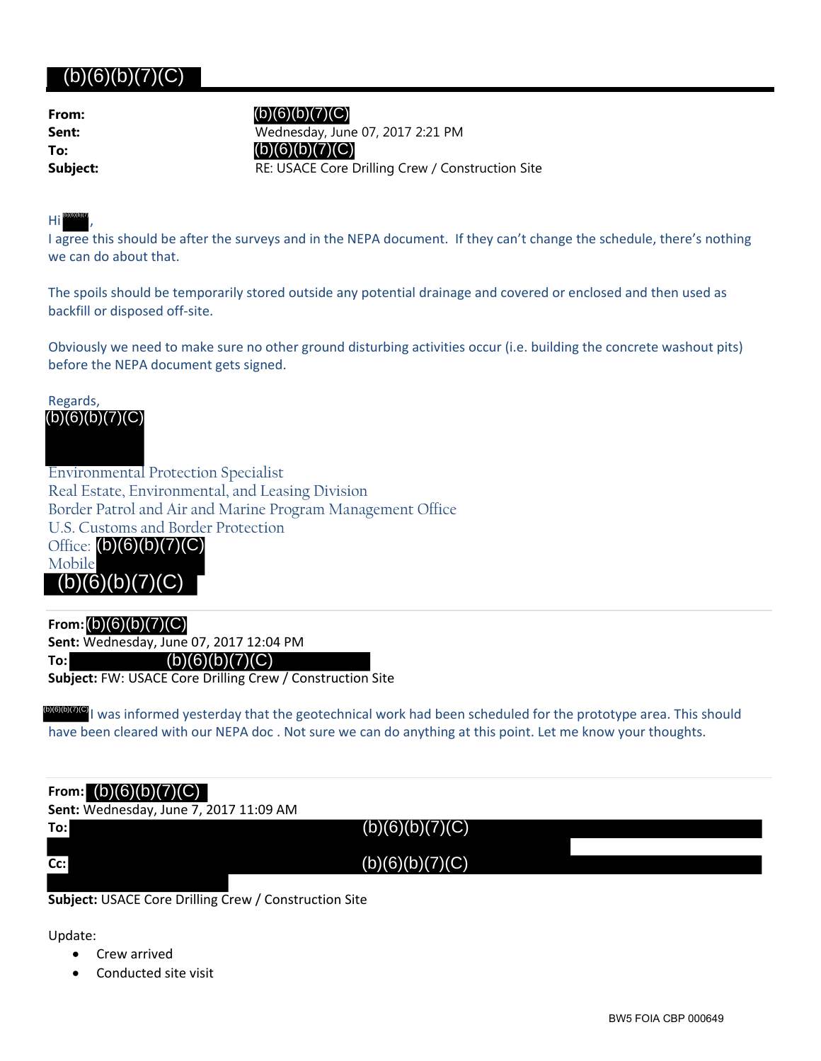## (b)(6)(b)(7)(C)

**From:** (b)(6)(b)(7)(C)
**Sent:** Wednesday, June 07, 2017 2:21 PM
**To:** (b)(6)(b)(7)(C)
**Subject:** RE: USACE Core Drilling Crew / Construction Site

Hi (b)(6)(b)(7),

I agree this should be after the surveys and in the NEPA document. If they can't change the schedule, there's nothing we can do about that.

The spoils should be temporarily stored outside any potential drainage and covered or enclosed and then used as backfill or disposed off-site.

Obviously we need to make sure no other ground disturbing activities occur (i.e. building the concrete washout pits) before the NEPA document gets signed.

Regards,
(b)(6)(b)(7)(C)

Environmental Protection Specialist
Real Estate, Environmental, and Leasing Division
Border Patrol and Air and Marine Program Management Office
U.S. Customs and Border Protection
Office: (b)(6)(b)(7)(C)
Mobile
(b)(6)(b)(7)(C)

---

**From:** (b)(6)(b)(7)(C)
**Sent:** Wednesday, June 07, 2017 12:04 PM
**To:** (b)(6)(b)(7)(C)
**Subject:** FW: USACE Core Drilling Crew / Construction Site

(b)(6)(b)(7)(C) I was informed yesterday that the geotechnical work had been scheduled for the prototype area. This should have been cleared with our NEPA doc . Not sure we can do anything at this point. Let me know your thoughts.

---

**From:** (b)(6)(b)(7)(C)
**Sent:** Wednesday, June 7, 2017 11:09 AM
**To:** (b)(6)(b)(7)(C)
**Cc:** (b)(6)(b)(7)(C)
**Subject:** USACE Core Drilling Crew / Construction Site

Update:

- Crew arrived
- Conducted site visit

BW5 FOIA CBP 000649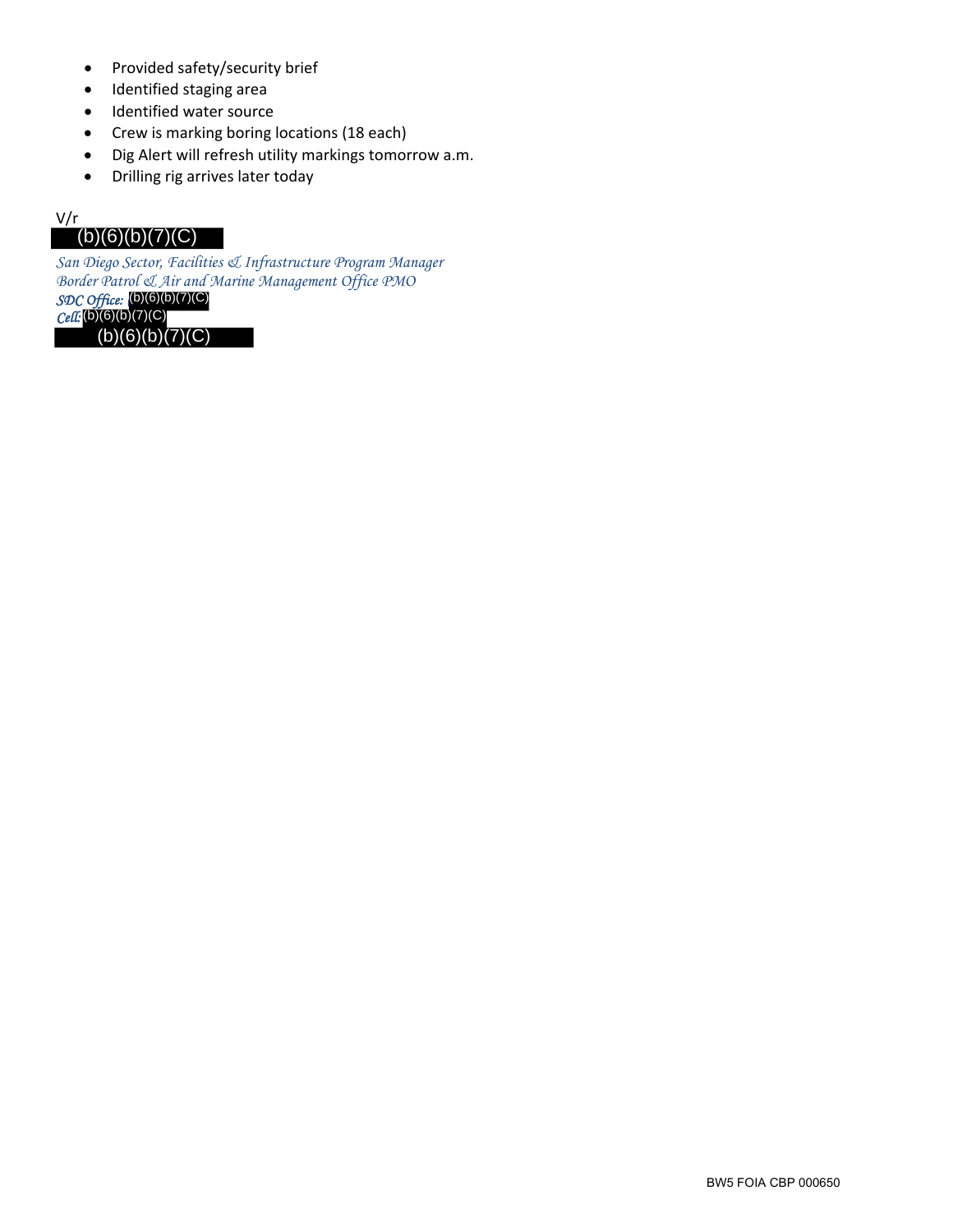- Provided safety/security brief
- Identified staging area
- Identified water source
- Crew is marking boring locations (18 each)
- Dig Alert will refresh utility markings tomorrow a.m.
- Drilling rig arrives later today

V/r
(b)(6)(b)(7)(C)
*San Diego Sector, Facilities & Infrastructure Program Manager*
*Border Patrol & Air and Marine Management Office PMO*
*SDC Office:* (b)(6)(b)(7)(C)
*Cell:* (b)(6)(b)(7)(C)
(b)(6)(b)(7)(C)

BW5 FOIA CBP 000650